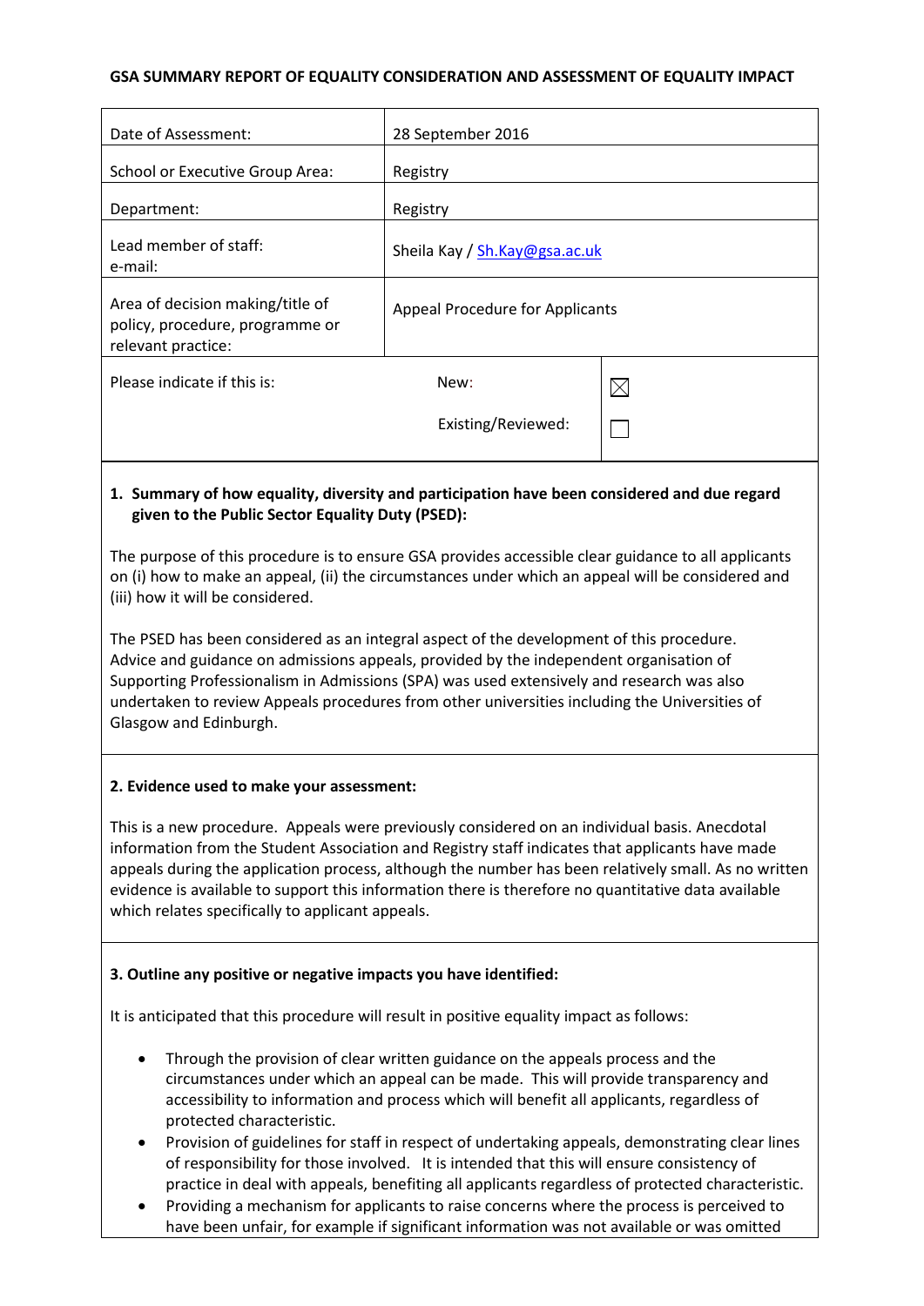**GSA SUMMARY REPORT OF EQUALITY CONSIDERATION AND ASSESSMENT OF EQUALITY IMPACT**

| | | |
|---|---|---|
| Date of Assessment: | 28 September 2016 | |
| School or Executive Group Area: | Registry | |
| Department: | Registry | |
| Lead member of staff: e-mail: | Sheila Kay / Sh.Kay@gsa.ac.uk | |
| Area of decision making/title of policy, procedure, programme or relevant practice: | Appeal Procedure for Applicants | |
| Please indicate if this is: | New: | ☒ |
| | Existing/Reviewed: | ☐ |

**1. Summary of how equality, diversity and participation have been considered and due regard given to the Public Sector Equality Duty (PSED):**

The purpose of this procedure is to ensure GSA provides accessible clear guidance to all applicants on (i) how to make an appeal, (ii) the circumstances under which an appeal will be considered and (iii) how it will be considered.

The PSED has been considered as an integral aspect of the development of this procedure. Advice and guidance on admissions appeals, provided by the independent organisation of Supporting Professionalism in Admissions (SPA) was used extensively and research was also undertaken to review Appeals procedures from other universities including the Universities of Glasgow and Edinburgh.

**2. Evidence used to make your assessment:**

This is a new procedure. Appeals were previously considered on an individual basis. Anecdotal information from the Student Association and Registry staff indicates that applicants have made appeals during the application process, although the number has been relatively small. As no written evidence is available to support this information there is therefore no quantitative data available which relates specifically to applicant appeals.

**3. Outline any positive or negative impacts you have identified:**

It is anticipated that this procedure will result in positive equality impact as follows:

- Through the provision of clear written guidance on the appeals process and the circumstances under which an appeal can be made. This will provide transparency and accessibility to information and process which will benefit all applicants, regardless of protected characteristic.
- Provision of guidelines for staff in respect of undertaking appeals, demonstrating clear lines of responsibility for those involved. It is intended that this will ensure consistency of practice in deal with appeals, benefiting all applicants regardless of protected characteristic.
- Providing a mechanism for applicants to raise concerns where the process is perceived to have been unfair, for example if significant information was not available or was omitted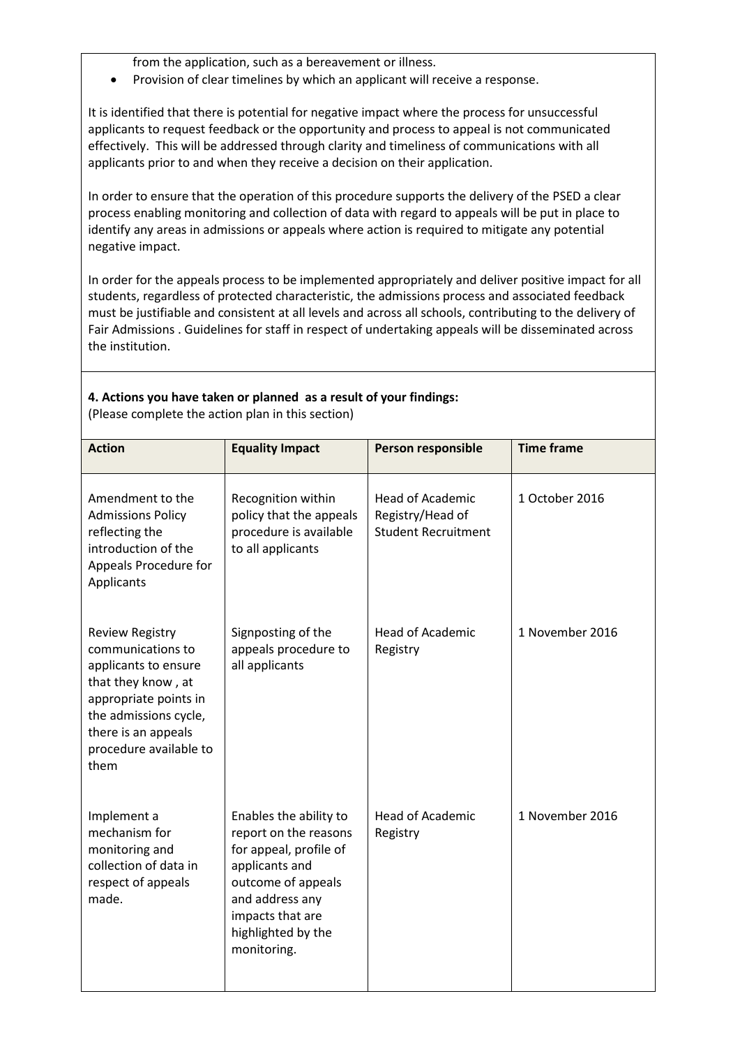from the application, such as a bereavement or illness.

- Provision of clear timelines by which an applicant will receive a response.

It is identified that there is potential for negative impact where the process for unsuccessful applicants to request feedback or the opportunity and process to appeal is not communicated effectively. This will be addressed through clarity and timeliness of communications with all applicants prior to and when they receive a decision on their application.

In order to ensure that the operation of this procedure supports the delivery of the PSED a clear process enabling monitoring and collection of data with regard to appeals will be put in place to identify any areas in admissions or appeals where action is required to mitigate any potential negative impact.

In order for the appeals process to be implemented appropriately and deliver positive impact for all students, regardless of protected characteristic, the admissions process and associated feedback must be justifiable and consistent at all levels and across all schools, contributing to the delivery of Fair Admissions . Guidelines for staff in respect of undertaking appeals will be disseminated across the institution.

**4. Actions you have taken or planned as a result of your findings:**
(Please complete the action plan in this section)

| Action | Equality Impact | Person responsible | Time frame |
|---|---|---|---|
| Amendment to the Admissions Policy reflecting the introduction of the Appeals Procedure for Applicants | Recognition within policy that the appeals procedure is available to all applicants | Head of Academic Registry/Head of Student Recruitment | 1 October 2016 |
| Review Registry communications to applicants to ensure that they know , at appropriate points in the admissions cycle, there is an appeals procedure available to them | Signposting of the appeals procedure to all applicants | Head of Academic Registry | 1 November 2016 |
| Implement a mechanism for monitoring and collection of data in respect of appeals made. | Enables the ability to report on the reasons for appeal, profile of applicants and outcome of appeals and address any impacts that are highlighted by the monitoring. | Head of Academic Registry | 1 November 2016 |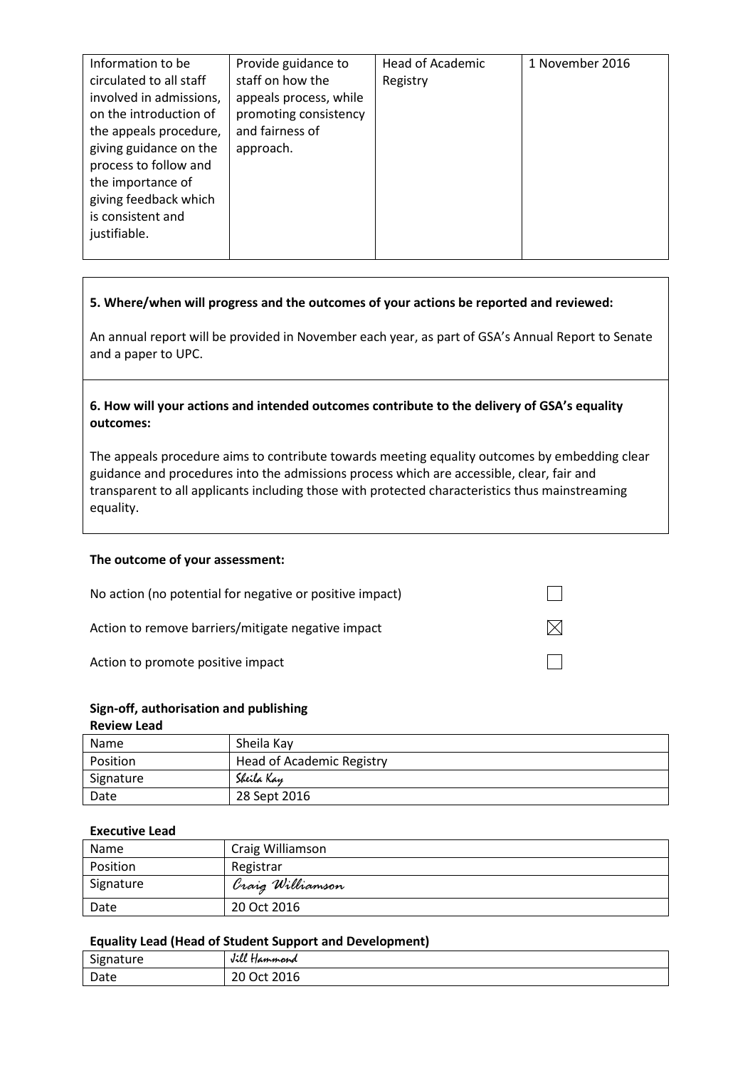| | | | |
|---|---|---|---|
| Information to be circulated to all staff involved in admissions, on the introduction of the appeals procedure, giving guidance on the process to follow and the importance of giving feedback which is consistent and justifiable. | Provide guidance to staff on how the appeals process, while promoting consistency and fairness of approach. | Head of Academic Registry | 1 November 2016 |

**5. Where/when will progress and the outcomes of your actions be reported and reviewed:**

An annual report will be provided in November each year, as part of GSA's Annual Report to Senate and a paper to UPC.

**6. How will your actions and intended outcomes contribute to the delivery of GSA's equality outcomes:**

The appeals procedure aims to contribute towards meeting equality outcomes by embedding clear guidance and procedures into the admissions process which are accessible, clear, fair and transparent to all applicants including those with protected characteristics thus mainstreaming equality.

**The outcome of your assessment:**

| | |
|---|---|
| No action (no potential for negative or positive impact) | ☐ |
| Action to remove barriers/mitigate negative impact | ☒ |
| Action to promote positive impact | ☐ |

**Sign-off, authorisation and publishing**

**Review Lead**

| | |
|---|---|
| Name | Sheila Kay |
| Position | Head of Academic Registry |
| Signature | Sheila Kay |
| Date | 28 Sept 2016 |

**Executive Lead**

| | |
|---|---|
| Name | Craig Williamson |
| Position | Registrar |
| Signature | Craig Williamson |
| Date | 20 Oct 2016 |

**Equality Lead (Head of Student Support and Development)**

| | |
|---|---|
| Signature | Jill Hammond |
| Date | 20 Oct 2016 |